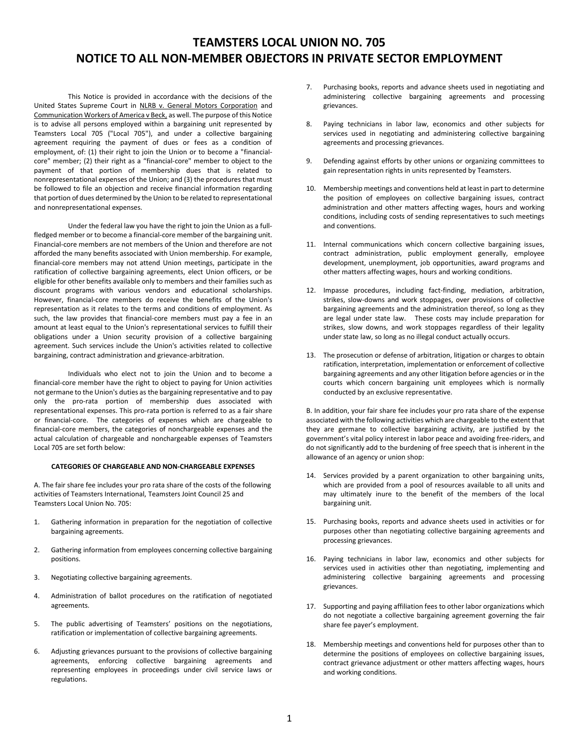# TEAMSTERS LOCAL UNION NO. 705
# NOTICE TO ALL NON-MEMBER OBJECTORS IN PRIVATE SECTOR EMPLOYMENT

This Notice is provided in accordance with the decisions of the United States Supreme Court in NLRB v. General Motors Corporation and Communication Workers of America v Beck, as well. The purpose of this Notice is to advise all persons employed within a bargaining unit represented by Teamsters Local 705 ("Local 705"), and under a collective bargaining agreement requiring the payment of dues or fees as a condition of employment, of: (1) their right to join the Union or to become a "financial-core" member; (2) their right as a "financial-core" member to object to the payment of that portion of membership dues that is related to nonrepresentational expenses of the Union; and (3) the procedures that must be followed to file an objection and receive financial information regarding that portion of dues determined by the Union to be related to representational and nonrepresentational expenses.

Under the federal law you have the right to join the Union as a full-fledged member or to become a financial-core member of the bargaining unit. Financial-core members are not members of the Union and therefore are not afforded the many benefits associated with Union membership. For example, financial-core members may not attend Union meetings, participate in the ratification of collective bargaining agreements, elect Union officers, or be eligible for other benefits available only to members and their families such as discount programs with various vendors and educational scholarships. However, financial-core members do receive the benefits of the Union's representation as it relates to the terms and conditions of employment. As such, the law provides that financial-core members must pay a fee in an amount at least equal to the Union's representational services to fulfill their obligations under a Union security provision of a collective bargaining agreement. Such services include the Union's activities related to collective bargaining, contract administration and grievance-arbitration.

Individuals who elect not to join the Union and to become a financial-core member have the right to object to paying for Union activities not germane to the Union's duties as the bargaining representative and to pay only the pro-rata portion of membership dues associated with representational expenses. This pro-rata portion is referred to as a fair share or financial-core. The categories of expenses which are chargeable to financial-core members, the categories of nonchargeable expenses and the actual calculation of chargeable and nonchargeable expenses of Teamsters Local 705 are set forth below:

**CATEGORIES OF CHARGEABLE AND NON-CHARGEABLE EXPENSES**

A. The fair share fee includes your pro rata share of the costs of the following activities of Teamsters International, Teamsters Joint Council 25 and Teamsters Local Union No. 705:

1. Gathering information in preparation for the negotiation of collective bargaining agreements.

2. Gathering information from employees concerning collective bargaining positions.

3. Negotiating collective bargaining agreements.

4. Administration of ballot procedures on the ratification of negotiated agreements.

5. The public advertising of Teamsters' positions on the negotiations, ratification or implementation of collective bargaining agreements.

6. Adjusting grievances pursuant to the provisions of collective bargaining agreements, enforcing collective bargaining agreements and representing employees in proceedings under civil service laws or regulations.

7. Purchasing books, reports and advance sheets used in negotiating and administering collective bargaining agreements and processing grievances.

8. Paying technicians in labor law, economics and other subjects for services used in negotiating and administering collective bargaining agreements and processing grievances.

9. Defending against efforts by other unions or organizing committees to gain representation rights in units represented by Teamsters.

10. Membership meetings and conventions held at least in part to determine the position of employees on collective bargaining issues, contract administration and other matters affecting wages, hours and working conditions, including costs of sending representatives to such meetings and conventions.

11. Internal communications which concern collective bargaining issues, contract administration, public employment generally, employee development, unemployment, job opportunities, award programs and other matters affecting wages, hours and working conditions.

12. Impasse procedures, including fact-finding, mediation, arbitration, strikes, slow-downs and work stoppages, over provisions of collective bargaining agreements and the administration thereof, so long as they are legal under state law. These costs may include preparation for strikes, slow downs, and work stoppages regardless of their legality under state law, so long as no illegal conduct actually occurs.

13. The prosecution or defense of arbitration, litigation or charges to obtain ratification, interpretation, implementation or enforcement of collective bargaining agreements and any other litigation before agencies or in the courts which concern bargaining unit employees which is normally conducted by an exclusive representative.

B. In addition, your fair share fee includes your pro rata share of the expense associated with the following activities which are chargeable to the extent that they are germane to collective bargaining activity, are justified by the government's vital policy interest in labor peace and avoiding free-riders, and do not significantly add to the burdening of free speech that is inherent in the allowance of an agency or union shop:

14. Services provided by a parent organization to other bargaining units, which are provided from a pool of resources available to all units and may ultimately inure to the benefit of the members of the local bargaining unit.

15. Purchasing books, reports and advance sheets used in activities or for purposes other than negotiating collective bargaining agreements and processing grievances.

16. Paying technicians in labor law, economics and other subjects for services used in activities other than negotiating, implementing and administering collective bargaining agreements and processing grievances.

17. Supporting and paying affiliation fees to other labor organizations which do not negotiate a collective bargaining agreement governing the fair share fee payer's employment.

18. Membership meetings and conventions held for purposes other than to determine the positions of employees on collective bargaining issues, contract grievance adjustment or other matters affecting wages, hours and working conditions.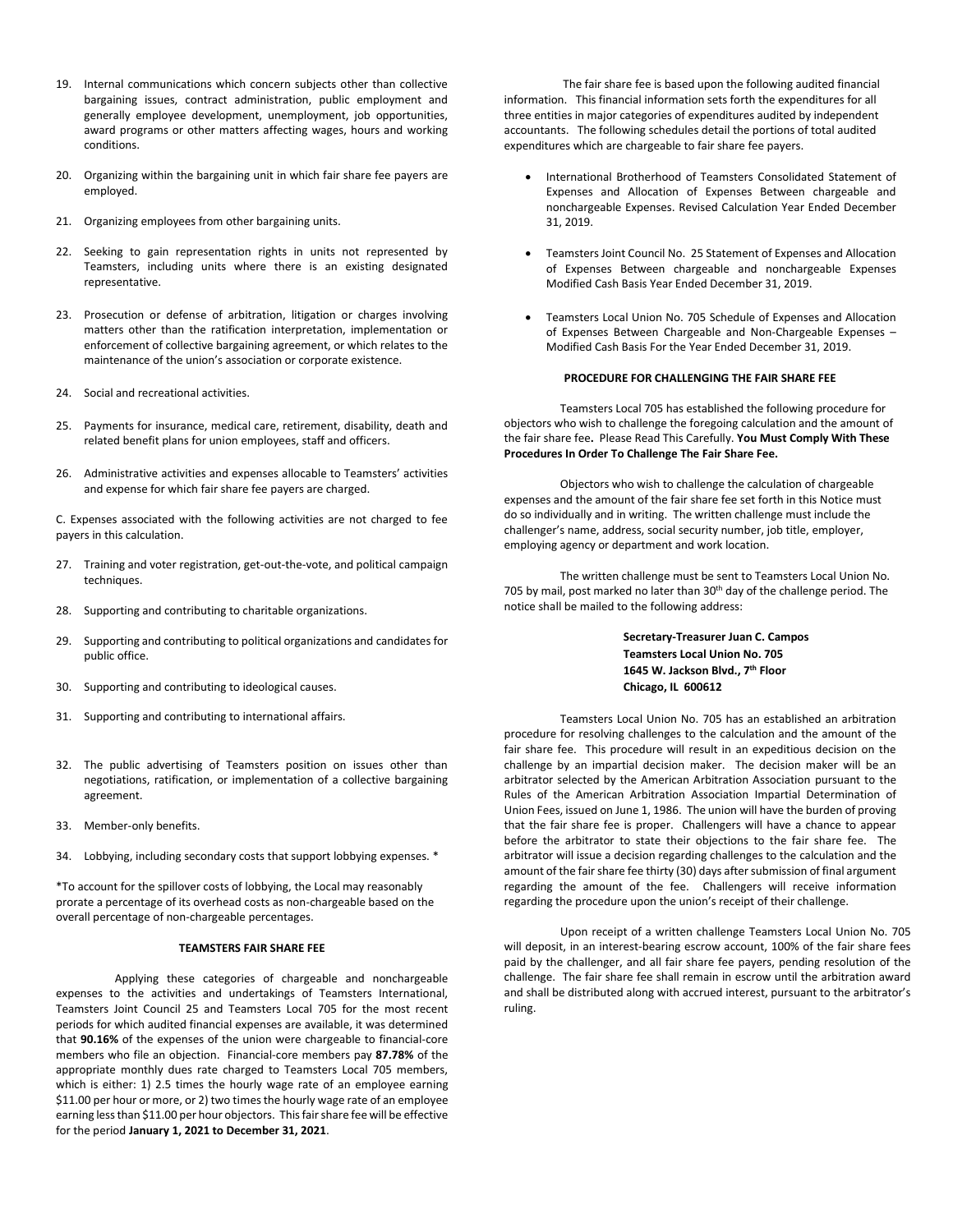19. Internal communications which concern subjects other than collective bargaining issues, contract administration, public employment and generally employee development, unemployment, job opportunities, award programs or other matters affecting wages, hours and working conditions.

20. Organizing within the bargaining unit in which fair share fee payers are employed.

21. Organizing employees from other bargaining units.

22. Seeking to gain representation rights in units not represented by Teamsters, including units where there is an existing designated representative.

23. Prosecution or defense of arbitration, litigation or charges involving matters other than the ratification interpretation, implementation or enforcement of collective bargaining agreement, or which relates to the maintenance of the union's association or corporate existence.

24. Social and recreational activities.

25. Payments for insurance, medical care, retirement, disability, death and related benefit plans for union employees, staff and officers.

26. Administrative activities and expenses allocable to Teamsters' activities and expense for which fair share fee payers are charged.

C. Expenses associated with the following activities are not charged to fee payers in this calculation.

27. Training and voter registration, get-out-the-vote, and political campaign techniques.

28. Supporting and contributing to charitable organizations.

29. Supporting and contributing to political organizations and candidates for public office.

30. Supporting and contributing to ideological causes.

31. Supporting and contributing to international affairs.

32. The public advertising of Teamsters position on issues other than negotiations, ratification, or implementation of a collective bargaining agreement.

33. Member-only benefits.

34. Lobbying, including secondary costs that support lobbying expenses. *

*To account for the spillover costs of lobbying, the Local may reasonably prorate a percentage of its overhead costs as non-chargeable based on the overall percentage of non-chargeable percentages.

**TEAMSTERS FAIR SHARE FEE**

Applying these categories of chargeable and nonchargeable expenses to the activities and undertakings of Teamsters International, Teamsters Joint Council 25 and Teamsters Local 705 for the most recent periods for which audited financial expenses are available, it was determined that **90.16%** of the expenses of the union were chargeable to financial-core members who file an objection. Financial-core members pay **87.78%** of the appropriate monthly dues rate charged to Teamsters Local 705 members, which is either: 1) 2.5 times the hourly wage rate of an employee earning \$11.00 per hour or more, or 2) two times the hourly wage rate of an employee earning less than \$11.00 per hour objectors. This fair share fee will be effective for the period **January 1, 2021 to December 31, 2021**.

The fair share fee is based upon the following audited financial information. This financial information sets forth the expenditures for all three entities in major categories of expenditures audited by independent accountants. The following schedules detail the portions of total audited expenditures which are chargeable to fair share fee payers.

- International Brotherhood of Teamsters Consolidated Statement of Expenses and Allocation of Expenses Between chargeable and nonchargeable Expenses. Revised Calculation Year Ended December 31, 2019.
- Teamsters Joint Council No. 25 Statement of Expenses and Allocation of Expenses Between chargeable and nonchargeable Expenses Modified Cash Basis Year Ended December 31, 2019.
- Teamsters Local Union No. 705 Schedule of Expenses and Allocation of Expenses Between Chargeable and Non-Chargeable Expenses – Modified Cash Basis For the Year Ended December 31, 2019.

**PROCEDURE FOR CHALLENGING THE FAIR SHARE FEE**

Teamsters Local 705 has established the following procedure for objectors who wish to challenge the foregoing calculation and the amount of the fair share fee**.** Please Read This Carefully. **You Must Comply With These Procedures In Order To Challenge The Fair Share Fee.**

Objectors who wish to challenge the calculation of chargeable expenses and the amount of the fair share fee set forth in this Notice must do so individually and in writing. The written challenge must include the challenger's name, address, social security number, job title, employer, employing agency or department and work location.

The written challenge must be sent to Teamsters Local Union No. 705 by mail, post marked no later than 30th day of the challenge period. The notice shall be mailed to the following address:

**Secretary-Treasurer Juan C. Campos**
**Teamsters Local Union No. 705**
**1645 W. Jackson Blvd., 7th Floor**
**Chicago, IL 600612**

Teamsters Local Union No. 705 has an established an arbitration procedure for resolving challenges to the calculation and the amount of the fair share fee. This procedure will result in an expeditious decision on the challenge by an impartial decision maker. The decision maker will be an arbitrator selected by the American Arbitration Association pursuant to the Rules of the American Arbitration Association Impartial Determination of Union Fees, issued on June 1, 1986. The union will have the burden of proving that the fair share fee is proper. Challengers will have a chance to appear before the arbitrator to state their objections to the fair share fee. The arbitrator will issue a decision regarding challenges to the calculation and the amount of the fair share fee thirty (30) days after submission of final argument regarding the amount of the fee. Challengers will receive information regarding the procedure upon the union's receipt of their challenge.

Upon receipt of a written challenge Teamsters Local Union No. 705 will deposit, in an interest-bearing escrow account, 100% of the fair share fees paid by the challenger, and all fair share fee payers, pending resolution of the challenge. The fair share fee shall remain in escrow until the arbitration award and shall be distributed along with accrued interest, pursuant to the arbitrator's ruling.